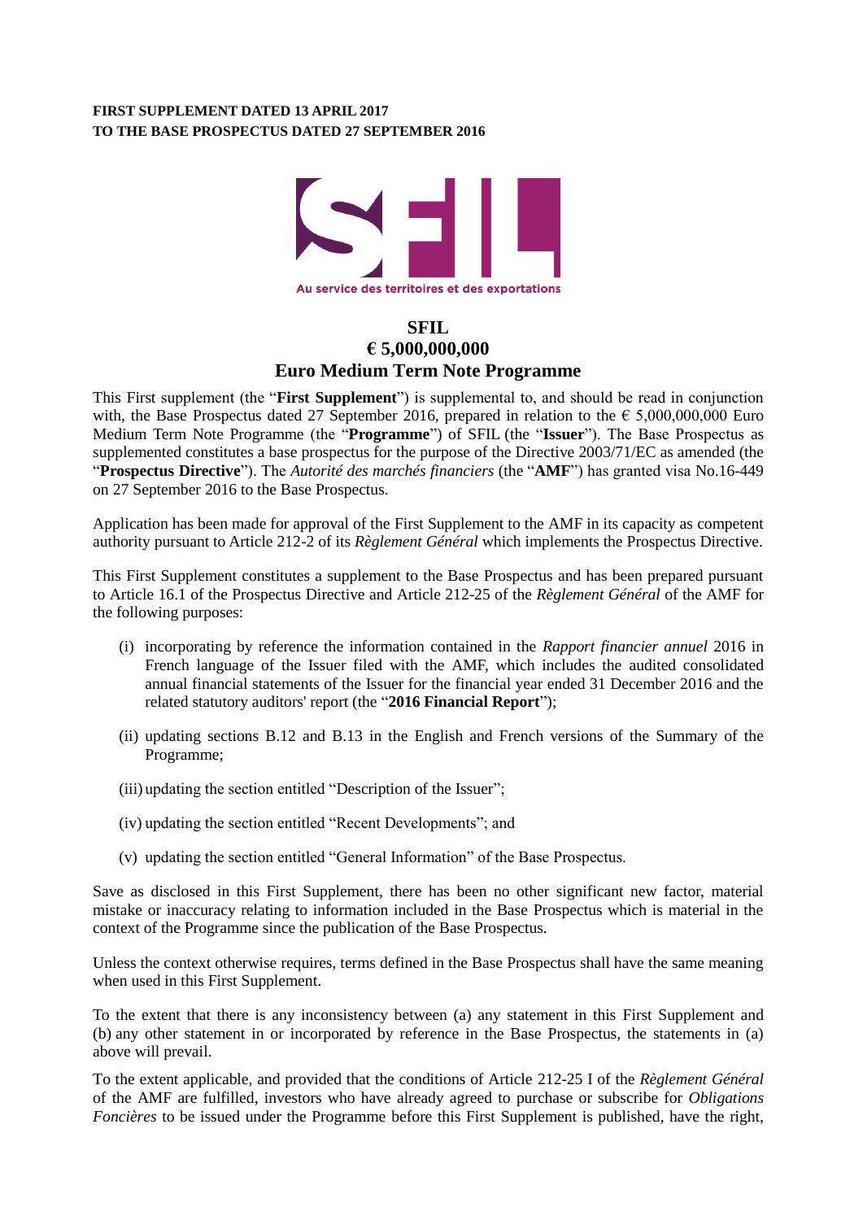**FIRST SUPPLEMENT DATED 13 APRIL 2017**
**TO THE BASE PROSPECTUS DATED 27 SEPTEMBER 2016**

Au service des territoires et des exportations

# SFIL
# € 5,000,000,000
# Euro Medium Term Note Programme

This First supplement (the "**First Supplement**") is supplemental to, and should be read in conjunction with, the Base Prospectus dated 27 September 2016, prepared in relation to the € 5,000,000,000 Euro Medium Term Note Programme (the "**Programme**") of SFIL (the "**Issuer**"). The Base Prospectus as supplemented constitutes a base prospectus for the purpose of the Directive 2003/71/EC as amended (the "**Prospectus Directive**"). The *Autorité des marchés financiers* (the "**AMF**") has granted visa No.16-449 on 27 September 2016 to the Base Prospectus.

Application has been made for approval of the First Supplement to the AMF in its capacity as competent authority pursuant to Article 212-2 of its *Règlement Général* which implements the Prospectus Directive.

This First Supplement constitutes a supplement to the Base Prospectus and has been prepared pursuant to Article 16.1 of the Prospectus Directive and Article 212-25 of the *Règlement Général* of the AMF for the following purposes:

(i) incorporating by reference the information contained in the *Rapport financier annuel* 2016 in French language of the Issuer filed with the AMF, which includes the audited consolidated annual financial statements of the Issuer for the financial year ended 31 December 2016 and the related statutory auditors' report (the "**2016 Financial Report**");

(ii) updating sections B.12 and B.13 in the English and French versions of the Summary of the Programme;

(iii) updating the section entitled "Description of the Issuer";

(iv) updating the section entitled "Recent Developments"; and

(v) updating the section entitled "General Information" of the Base Prospectus.

Save as disclosed in this First Supplement, there has been no other significant new factor, material mistake or inaccuracy relating to information included in the Base Prospectus which is material in the context of the Programme since the publication of the Base Prospectus.

Unless the context otherwise requires, terms defined in the Base Prospectus shall have the same meaning when used in this First Supplement.

To the extent that there is any inconsistency between (a) any statement in this First Supplement and (b) any other statement in or incorporated by reference in the Base Prospectus, the statements in (a) above will prevail.

To the extent applicable, and provided that the conditions of Article 212-25 I of the *Règlement Général* of the AMF are fulfilled, investors who have already agreed to purchase or subscribe for *Obligations Foncières* to be issued under the Programme before this First Supplement is published, have the right,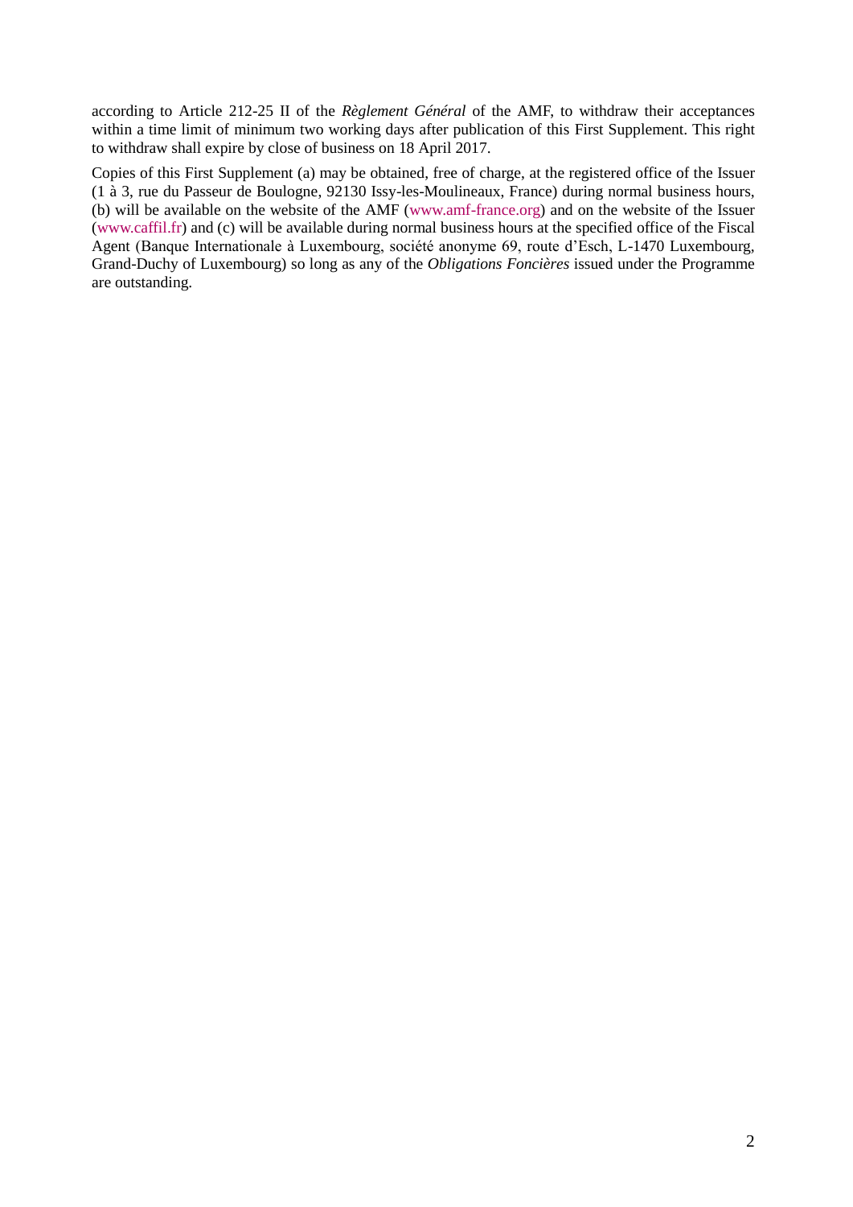according to Article 212-25 II of the *Règlement Général* of the AMF, to withdraw their acceptances within a time limit of minimum two working days after publication of this First Supplement. This right to withdraw shall expire by close of business on 18 April 2017.

Copies of this First Supplement (a) may be obtained, free of charge, at the registered office of the Issuer (1 à 3, rue du Passeur de Boulogne, 92130 Issy-les-Moulineaux, France) during normal business hours, (b) will be available on the website of the AMF (www.amf-france.org) and on the website of the Issuer (www.caffil.fr) and (c) will be available during normal business hours at the specified office of the Fiscal Agent (Banque Internationale à Luxembourg, société anonyme 69, route d'Esch, L-1470 Luxembourg, Grand-Duchy of Luxembourg) so long as any of the *Obligations Foncières* issued under the Programme are outstanding.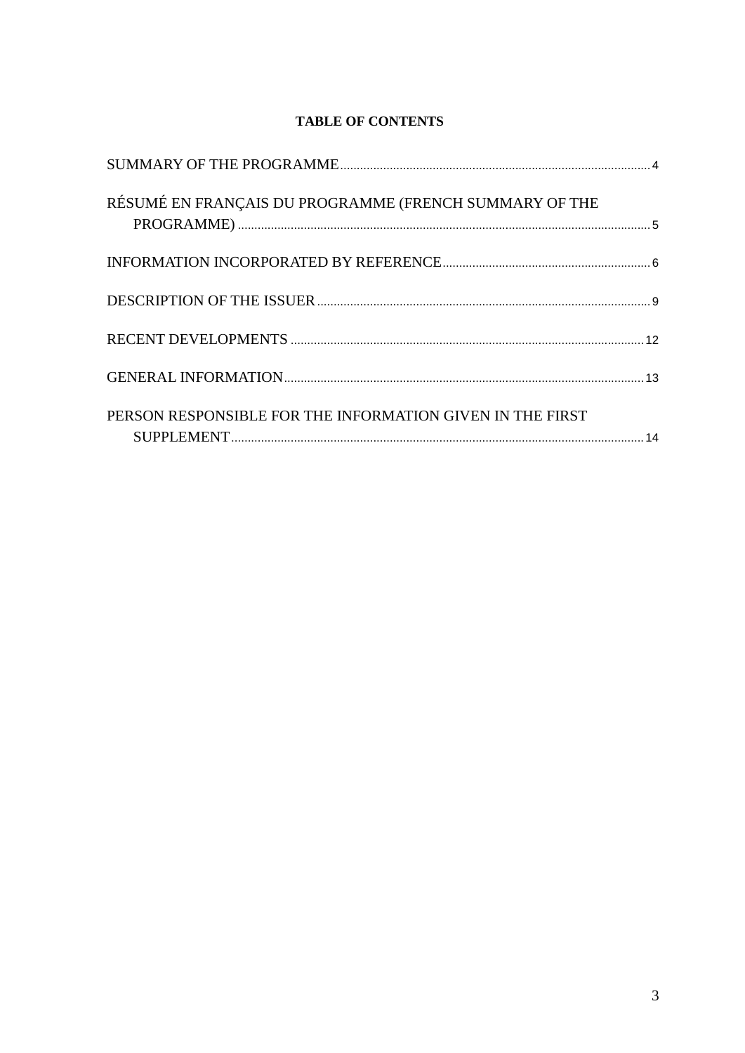**TABLE OF CONTENTS**

SUMMARY OF THE PROGRAMME ........ 4

RÉSUMÉ EN FRANÇAIS DU PROGRAMME (FRENCH SUMMARY OF THE PROGRAMME) ........ 5

INFORMATION INCORPORATED BY REFERENCE ........ 6

DESCRIPTION OF THE ISSUER ........ 9

RECENT DEVELOPMENTS ........ 12

GENERAL INFORMATION ........ 13

PERSON RESPONSIBLE FOR THE INFORMATION GIVEN IN THE FIRST SUPPLEMENT ........ 14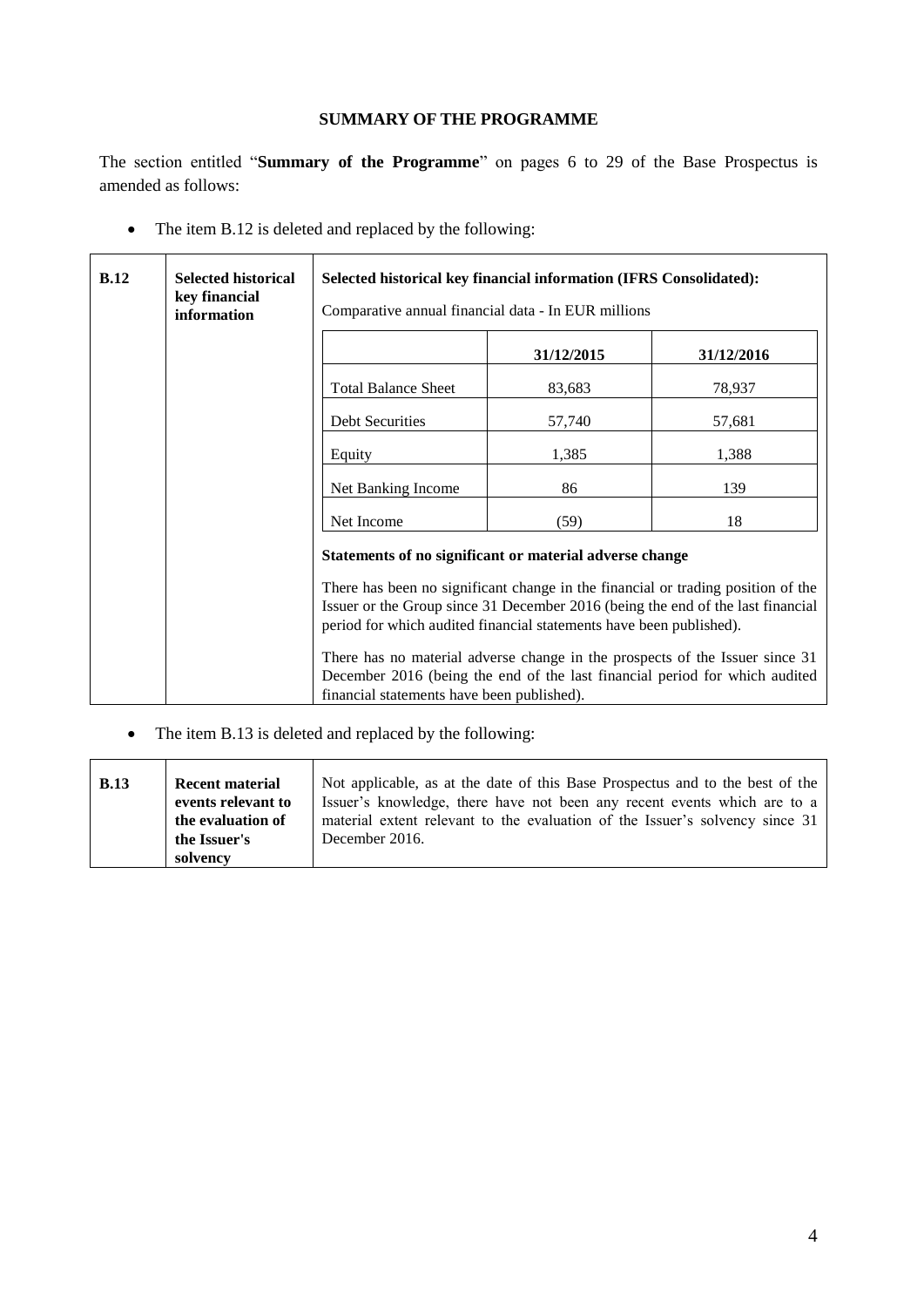# SUMMARY OF THE PROGRAMME

The section entitled "**Summary of the Programme**" on pages 6 to 29 of the Base Prospectus is amended as follows:

- The item B.12 is deleted and replaced by the following:

<table>
<tr>
<td><b>B.12</b></td>
<td><b>Selected historical key financial information</b></td>
<td>
<b>Selected historical key financial information (IFRS Consolidated):</b><br>
Comparative annual financial data - In EUR millions<br>
<table>
<tr><th></th><th>31/12/2015</th><th>31/12/2016</th></tr>
<tr><td>Total Balance Sheet</td><td>83,683</td><td>78,937</td></tr>
<tr><td>Debt Securities</td><td>57,740</td><td>57,681</td></tr>
<tr><td>Equity</td><td>1,385</td><td>1,388</td></tr>
<tr><td>Net Banking Income</td><td>86</td><td>139</td></tr>
<tr><td>Net Income</td><td>(59)</td><td>18</td></tr>
</table>
<b>Statements of no significant or material adverse change</b><br>
There has been no significant change in the financial or trading position of the Issuer or the Group since 31 December 2016 (being the end of the last financial period for which audited financial statements have been published).<br>
There has no material adverse change in the prospects of the Issuer since 31 December 2016 (being the end of the last financial period for which audited financial statements have been published).
</td>
</tr>
</table>

- The item B.13 is deleted and replaced by the following:

| **B.13** | **Recent material events relevant to the evaluation of the Issuer's solvency** | Not applicable, as at the date of this Base Prospectus and to the best of the Issuer's knowledge, there have not been any recent events which are to a material extent relevant to the evaluation of the Issuer's solvency since 31 December 2016. |
|---|---|---|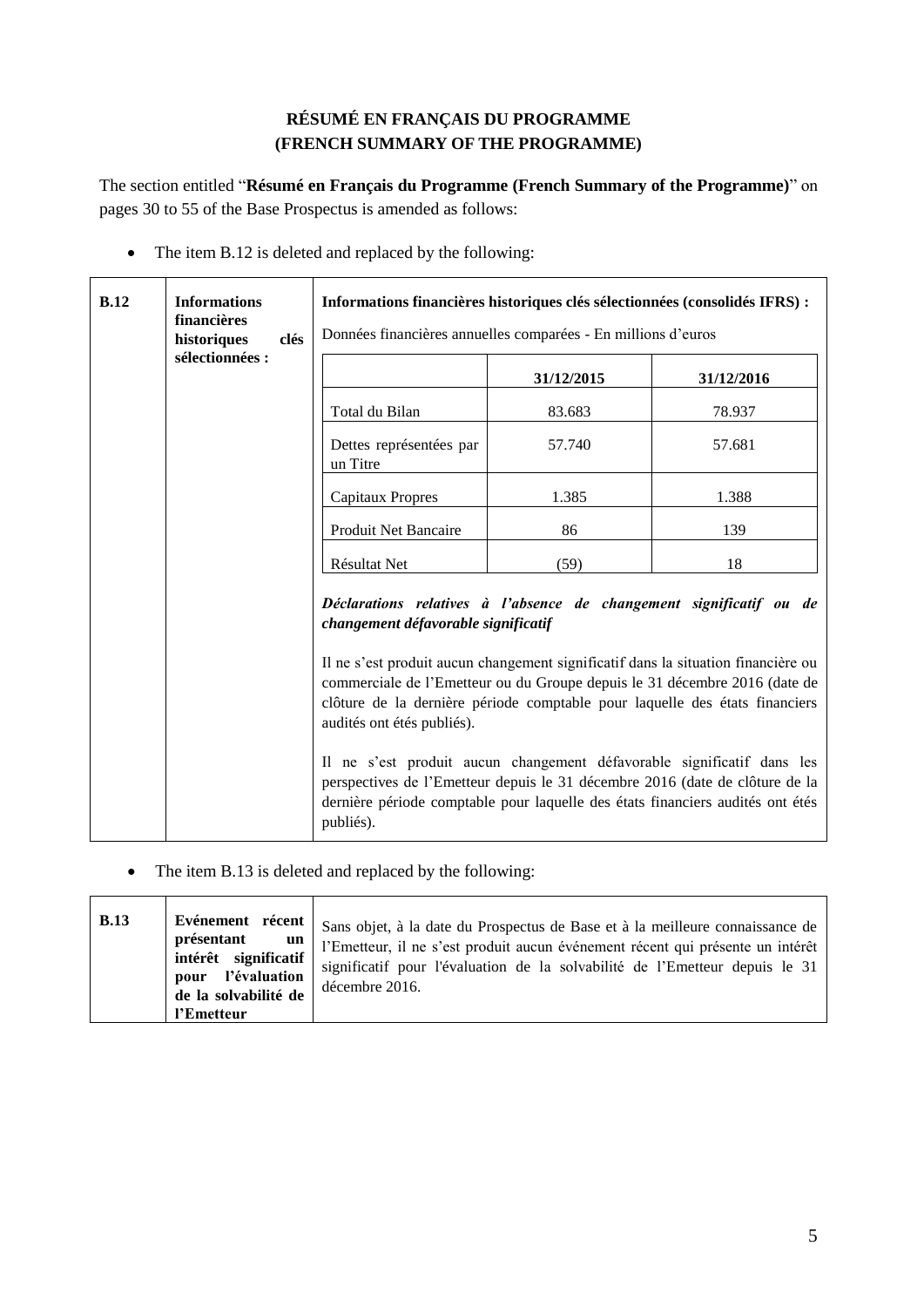**RÉSUMÉ EN FRANÇAIS DU PROGRAMME**
**(FRENCH SUMMARY OF THE PROGRAMME)**

The section entitled "**Résumé en Français du Programme (French Summary of the Programme)**" on pages 30 to 55 of the Base Prospectus is amended as follows:

- The item B.12 is deleted and replaced by the following:

| **B.12** | **Informations financières historiques clés sélectionnées :** | **Informations financières historiques clés sélectionnées (consolidés IFRS) :**<br><br>Données financières annuelles comparées - En millions d'euros |
|---|---|---|

| | 31/12/2015 | 31/12/2016 |
|---|---|---|
| Total du Bilan | 83.683 | 78.937 |
| Dettes représentées par un Titre | 57.740 | 57.681 |
| Capitaux Propres | 1.385 | 1.388 |
| Produit Net Bancaire | 86 | 139 |
| Résultat Net | (59) | 18 |

***Déclarations relatives à l'absence de changement significatif ou de changement défavorable significatif***

Il ne s'est produit aucun changement significatif dans la situation financière ou commerciale de l'Emetteur ou du Groupe depuis le 31 décembre 2016 (date de clôture de la dernière période comptable pour laquelle des états financiers audités ont étés publiés).

Il ne s'est produit aucun changement défavorable significatif dans les perspectives de l'Emetteur depuis le 31 décembre 2016 (date de clôture de la dernière période comptable pour laquelle des états financiers audités ont étés publiés).

- The item B.13 is deleted and replaced by the following:

| **B.13** | **Evénement récent présentant un intérêt significatif pour l'évaluation de la solvabilité de l'Emetteur** | Sans objet, à la date du Prospectus de Base et à la meilleure connaissance de l'Emetteur, il ne s'est produit aucun événement récent qui présente un intérêt significatif pour l'évaluation de la solvabilité de l'Emetteur depuis le 31 décembre 2016. |
|---|---|---|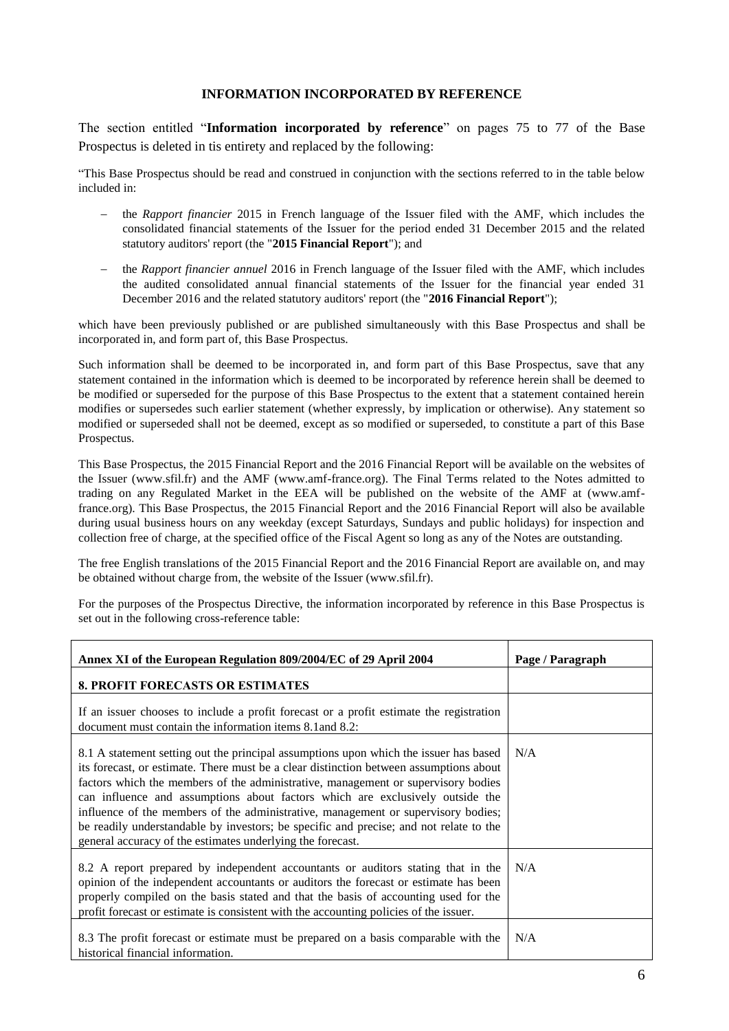## INFORMATION INCORPORATED BY REFERENCE

The section entitled "**Information incorporated by reference**" on pages 75 to 77 of the Base Prospectus is deleted in tis entirety and replaced by the following:

"This Base Prospectus should be read and construed in conjunction with the sections referred to in the table below included in:

- the *Rapport financier* 2015 in French language of the Issuer filed with the AMF, which includes the consolidated financial statements of the Issuer for the period ended 31 December 2015 and the related statutory auditors' report (the "**2015 Financial Report**"); and
- the *Rapport financier annuel* 2016 in French language of the Issuer filed with the AMF, which includes the audited consolidated annual financial statements of the Issuer for the financial year ended 31 December 2016 and the related statutory auditors' report (the "**2016 Financial Report**");

which have been previously published or are published simultaneously with this Base Prospectus and shall be incorporated in, and form part of, this Base Prospectus.

Such information shall be deemed to be incorporated in, and form part of this Base Prospectus, save that any statement contained in the information which is deemed to be incorporated by reference herein shall be deemed to be modified or superseded for the purpose of this Base Prospectus to the extent that a statement contained herein modifies or supersedes such earlier statement (whether expressly, by implication or otherwise). Any statement so modified or superseded shall not be deemed, except as so modified or superseded, to constitute a part of this Base Prospectus.

This Base Prospectus, the 2015 Financial Report and the 2016 Financial Report will be available on the websites of the Issuer (www.sfil.fr) and the AMF (www.amf-france.org). The Final Terms related to the Notes admitted to trading on any Regulated Market in the EEA will be published on the website of the AMF at (www.amf-france.org). This Base Prospectus, the 2015 Financial Report and the 2016 Financial Report will also be available during usual business hours on any weekday (except Saturdays, Sundays and public holidays) for inspection and collection free of charge, at the specified office of the Fiscal Agent so long as any of the Notes are outstanding.

The free English translations of the 2015 Financial Report and the 2016 Financial Report are available on, and may be obtained without charge from, the website of the Issuer (www.sfil.fr).

For the purposes of the Prospectus Directive, the information incorporated by reference in this Base Prospectus is set out in the following cross-reference table:

| Annex XI of the European Regulation 809/2004/EC of 29 April 2004 | Page / Paragraph |
|---|---|
| **8. PROFIT FORECASTS OR ESTIMATES** | |
| If an issuer chooses to include a profit forecast or a profit estimate the registration document must contain the information items 8.1and 8.2: | |
| 8.1 A statement setting out the principal assumptions upon which the issuer has based its forecast, or estimate. There must be a clear distinction between assumptions about factors which the members of the administrative, management or supervisory bodies can influence and assumptions about factors which are exclusively outside the influence of the members of the administrative, management or supervisory bodies; be readily understandable by investors; be specific and precise; and not relate to the general accuracy of the estimates underlying the forecast. | N/A |
| 8.2 A report prepared by independent accountants or auditors stating that in the opinion of the independent accountants or auditors the forecast or estimate has been properly compiled on the basis stated and that the basis of accounting used for the profit forecast or estimate is consistent with the accounting policies of the issuer. | N/A |
| 8.3 The profit forecast or estimate must be prepared on a basis comparable with the historical financial information. | N/A |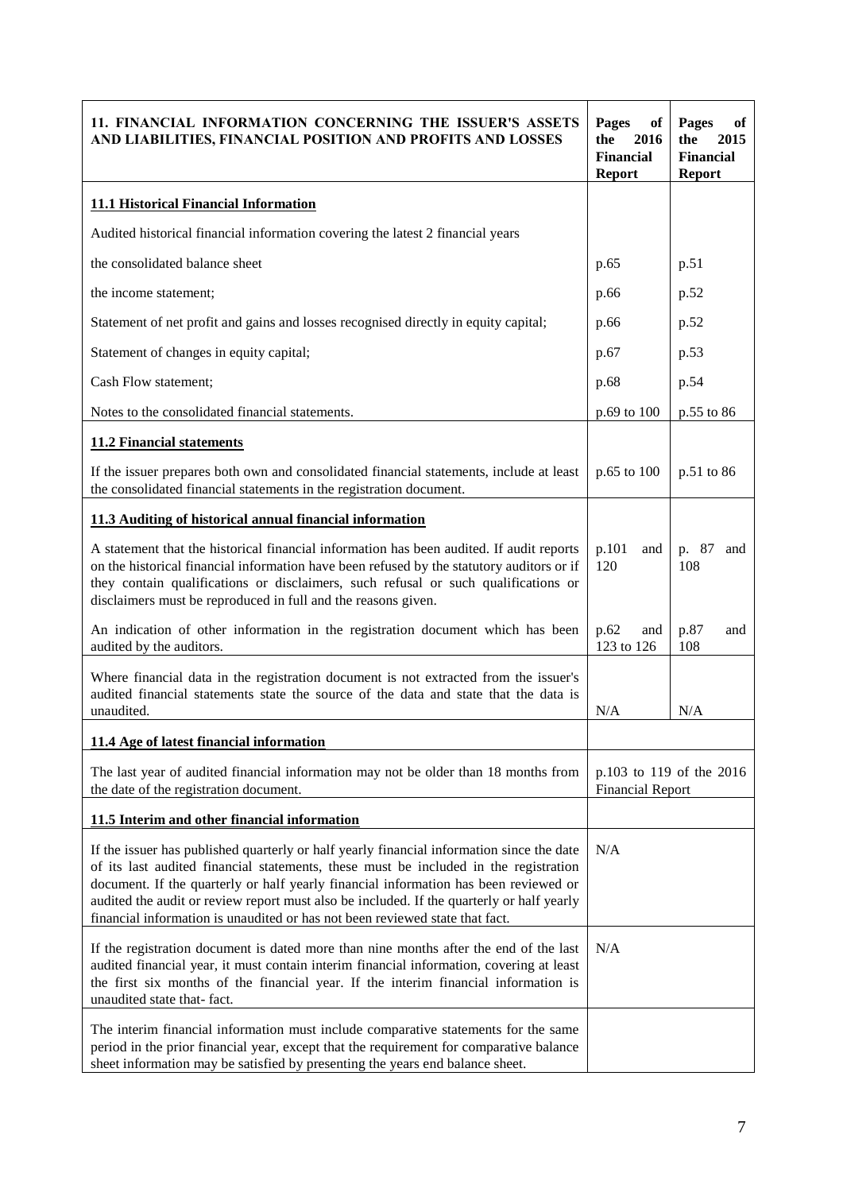| 11. FINANCIAL INFORMATION CONCERNING THE ISSUER'S ASSETS AND LIABILITIES, FINANCIAL POSITION AND PROFITS AND LOSSES | Pages of the 2016 Financial Report | Pages of the 2015 Financial Report |
|---|---|---|
| **11.1 Historical Financial Information** | | |
| Audited historical financial information covering the latest 2 financial years | | |
| the consolidated balance sheet | p.65 | p.51 |
| the income statement; | p.66 | p.52 |
| Statement of net profit and gains and losses recognised directly in equity capital; | p.66 | p.52 |
| Statement of changes in equity capital; | p.67 | p.53 |
| Cash Flow statement; | p.68 | p.54 |
| Notes to the consolidated financial statements. | p.69 to 100 | p.55 to 86 |
| **11.2 Financial statements** | | |
| If the issuer prepares both own and consolidated financial statements, include at least the consolidated financial statements in the registration document. | p.65 to 100 | p.51 to 86 |
| **11.3 Auditing of historical annual financial information** | | |
| A statement that the historical financial information has been audited. If audit reports on the historical financial information have been refused by the statutory auditors or if they contain qualifications or disclaimers, such refusal or such qualifications or disclaimers must be reproduced in full and the reasons given. | p.101 and 120 | p. 87 and 108 |
| An indication of other information in the registration document which has been audited by the auditors. | p.62 and 123 to 126 | p.87 and 108 |
| Where financial data in the registration document is not extracted from the issuer's audited financial statements state the source of the data and state that the data is unaudited. | N/A | N/A |
| **11.4 Age of latest financial information** | | |
| The last year of audited financial information may not be older than 18 months from the date of the registration document. | p.103 to 119 of the 2016 Financial Report | |
| **11.5 Interim and other financial information** | | |
| If the issuer has published quarterly or half yearly financial information since the date of its last audited financial statements, these must be included in the registration document. If the quarterly or half yearly financial information has been reviewed or audited the audit or review report must also be included. If the quarterly or half yearly financial information is unaudited or has not been reviewed state that fact. | N/A | |
| If the registration document is dated more than nine months after the end of the last audited financial year, it must contain interim financial information, covering at least the first six months of the financial year. If the interim financial information is unaudited state that- fact. | N/A | |
| The interim financial information must include comparative statements for the same period in the prior financial year, except that the requirement for comparative balance sheet information may be satisfied by presenting the years end balance sheet. | | |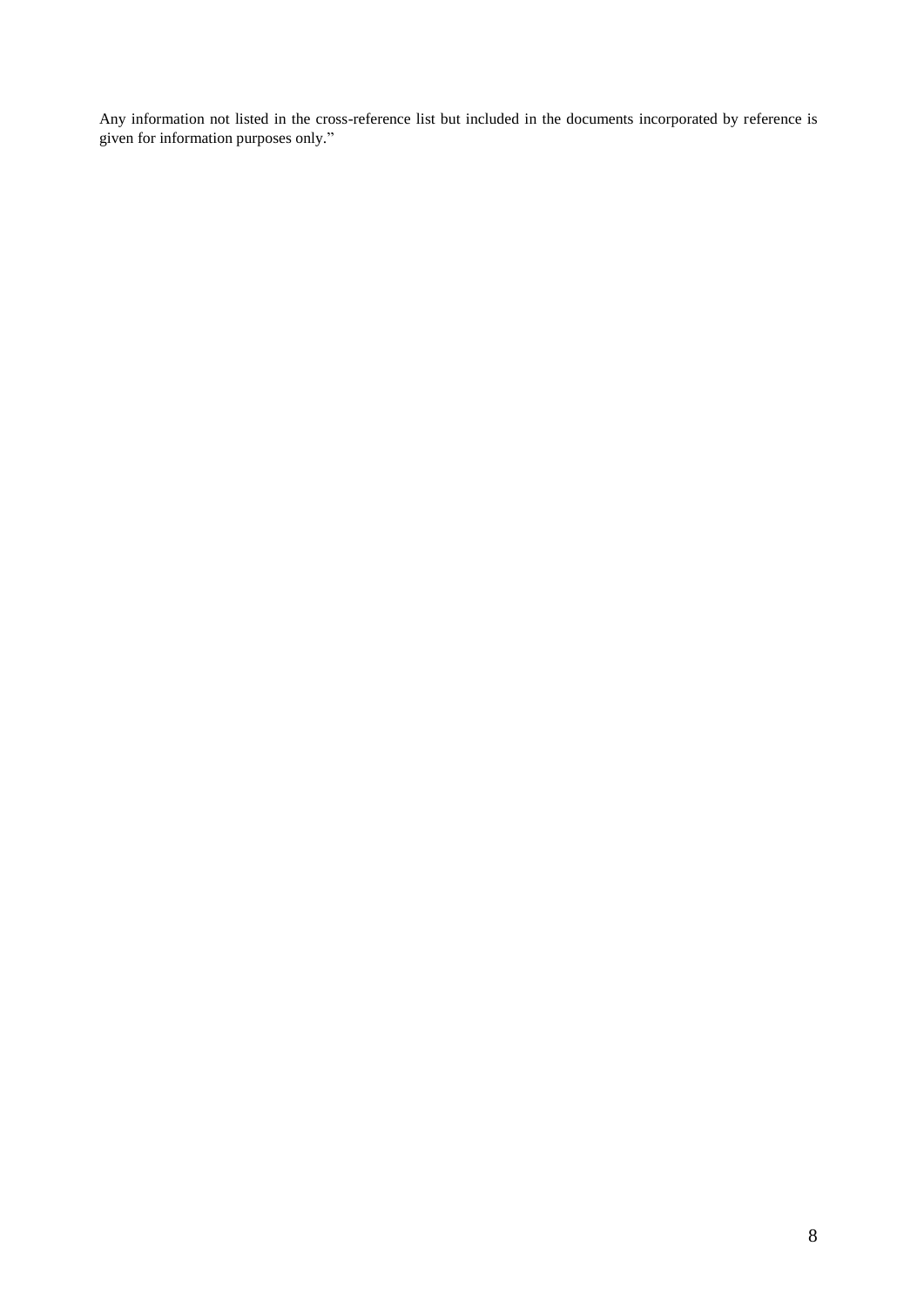Any information not listed in the cross-reference list but included in the documents incorporated by reference is given for information purposes only."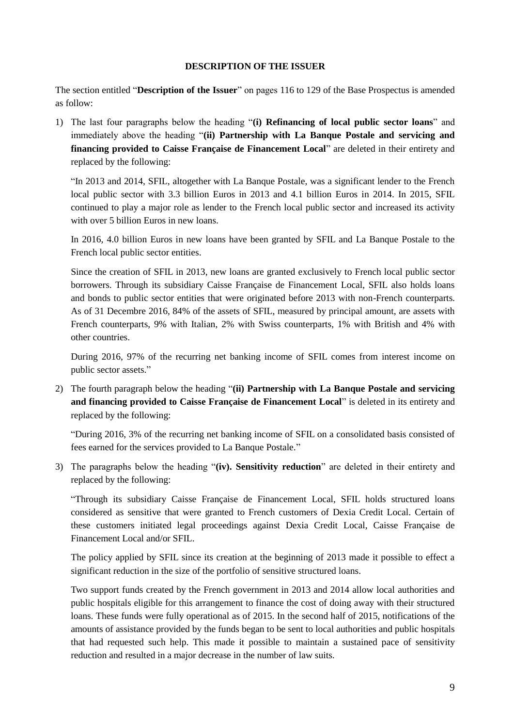**DESCRIPTION OF THE ISSUER**

The section entitled "**Description of the Issuer**" on pages 116 to 129 of the Base Prospectus is amended as follow:

1) The last four paragraphs below the heading "**(i) Refinancing of local public sector loans**" and immediately above the heading "**(ii) Partnership with La Banque Postale and servicing and financing provided to Caisse Française de Financement Local**" are deleted in their entirety and replaced by the following:

   "In 2013 and 2014, SFIL, altogether with La Banque Postale, was a significant lender to the French local public sector with 3.3 billion Euros in 2013 and 4.1 billion Euros in 2014. In 2015, SFIL continued to play a major role as lender to the French local public sector and increased its activity with over 5 billion Euros in new loans.

   In 2016, 4.0 billion Euros in new loans have been granted by SFIL and La Banque Postale to the French local public sector entities.

   Since the creation of SFIL in 2013, new loans are granted exclusively to French local public sector borrowers. Through its subsidiary Caisse Française de Financement Local, SFIL also holds loans and bonds to public sector entities that were originated before 2013 with non-French counterparts. As of 31 Decembre 2016, 84% of the assets of SFIL, measured by principal amount, are assets with French counterparts, 9% with Italian, 2% with Swiss counterparts, 1% with British and 4% with other countries.

   During 2016, 97% of the recurring net banking income of SFIL comes from interest income on public sector assets."

2) The fourth paragraph below the heading "**(ii) Partnership with La Banque Postale and servicing and financing provided to Caisse Française de Financement Local**" is deleted in its entirety and replaced by the following:

   "During 2016, 3% of the recurring net banking income of SFIL on a consolidated basis consisted of fees earned for the services provided to La Banque Postale."

3) The paragraphs below the heading "**(iv). Sensitivity reduction**" are deleted in their entirety and replaced by the following:

   "Through its subsidiary Caisse Française de Financement Local, SFIL holds structured loans considered as sensitive that were granted to French customers of Dexia Credit Local. Certain of these customers initiated legal proceedings against Dexia Credit Local, Caisse Française de Financement Local and/or SFIL.

   The policy applied by SFIL since its creation at the beginning of 2013 made it possible to effect a significant reduction in the size of the portfolio of sensitive structured loans.

   Two support funds created by the French government in 2013 and 2014 allow local authorities and public hospitals eligible for this arrangement to finance the cost of doing away with their structured loans. These funds were fully operational as of 2015. In the second half of 2015, notifications of the amounts of assistance provided by the funds began to be sent to local authorities and public hospitals that had requested such help. This made it possible to maintain a sustained pace of sensitivity reduction and resulted in a major decrease in the number of law suits.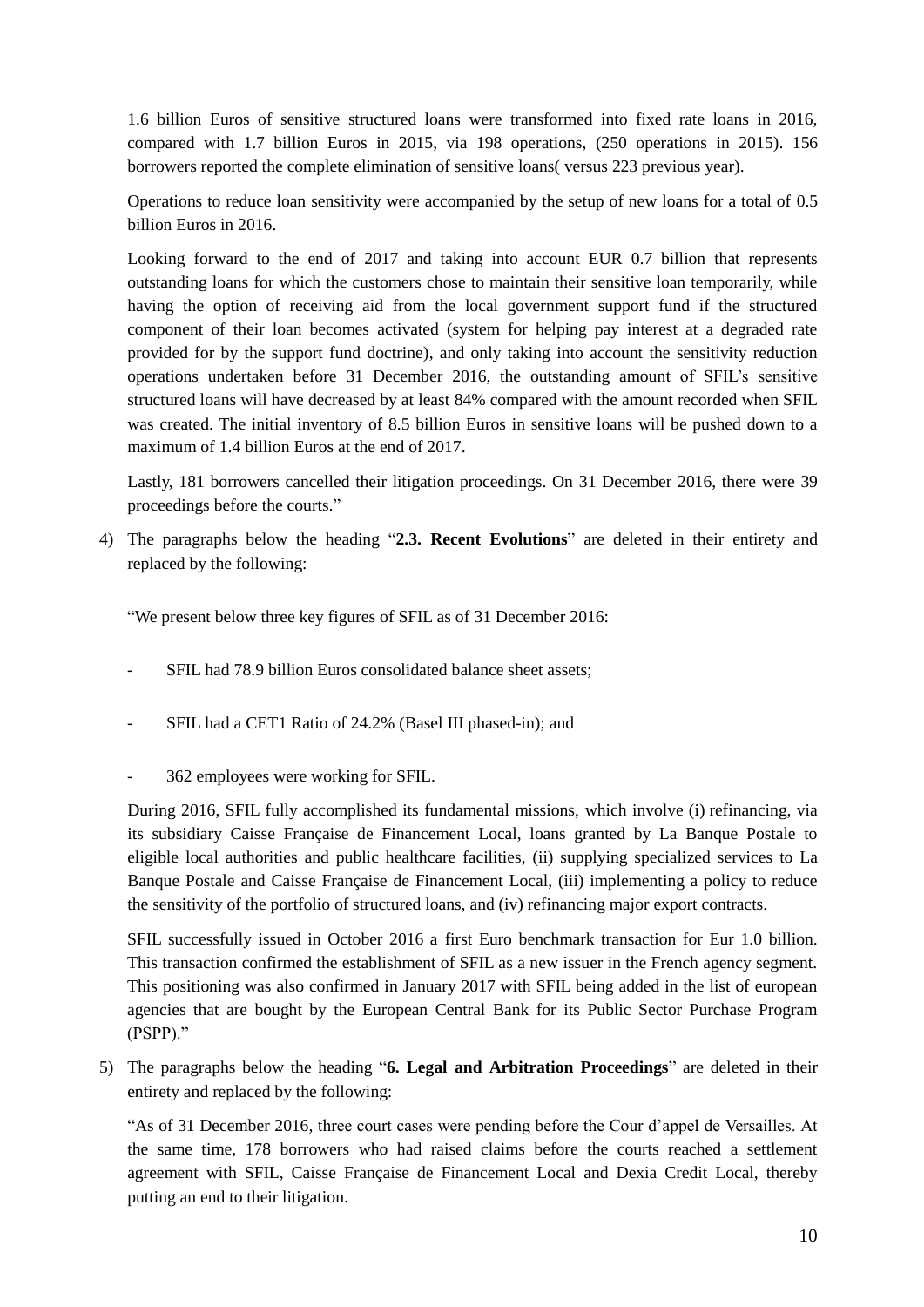1.6 billion Euros of sensitive structured loans were transformed into fixed rate loans in 2016, compared with 1.7 billion Euros in 2015, via 198 operations, (250 operations in 2015). 156 borrowers reported the complete elimination of sensitive loans( versus 223 previous year).

Operations to reduce loan sensitivity were accompanied by the setup of new loans for a total of 0.5 billion Euros in 2016.

Looking forward to the end of 2017 and taking into account EUR 0.7 billion that represents outstanding loans for which the customers chose to maintain their sensitive loan temporarily, while having the option of receiving aid from the local government support fund if the structured component of their loan becomes activated (system for helping pay interest at a degraded rate provided for by the support fund doctrine), and only taking into account the sensitivity reduction operations undertaken before 31 December 2016, the outstanding amount of SFIL's sensitive structured loans will have decreased by at least 84% compared with the amount recorded when SFIL was created. The initial inventory of 8.5 billion Euros in sensitive loans will be pushed down to a maximum of 1.4 billion Euros at the end of 2017.

Lastly, 181 borrowers cancelled their litigation proceedings. On 31 December 2016, there were 39 proceedings before the courts."

4) The paragraphs below the heading "**2.3. Recent Evolutions**" are deleted in their entirety and replaced by the following:

"We present below three key figures of SFIL as of 31 December 2016:

- SFIL had 78.9 billion Euros consolidated balance sheet assets;
- SFIL had a CET1 Ratio of 24.2% (Basel III phased-in); and
- 362 employees were working for SFIL.

During 2016, SFIL fully accomplished its fundamental missions, which involve (i) refinancing, via its subsidiary Caisse Française de Financement Local, loans granted by La Banque Postale to eligible local authorities and public healthcare facilities, (ii) supplying specialized services to La Banque Postale and Caisse Française de Financement Local, (iii) implementing a policy to reduce the sensitivity of the portfolio of structured loans, and (iv) refinancing major export contracts.

SFIL successfully issued in October 2016 a first Euro benchmark transaction for Eur 1.0 billion. This transaction confirmed the establishment of SFIL as a new issuer in the French agency segment. This positioning was also confirmed in January 2017 with SFIL being added in the list of european agencies that are bought by the European Central Bank for its Public Sector Purchase Program (PSPP)."

5) The paragraphs below the heading "**6. Legal and Arbitration Proceedings**" are deleted in their entirety and replaced by the following:

"As of 31 December 2016, three court cases were pending before the Cour d'appel de Versailles. At the same time, 178 borrowers who had raised claims before the courts reached a settlement agreement with SFIL, Caisse Française de Financement Local and Dexia Credit Local, thereby putting an end to their litigation.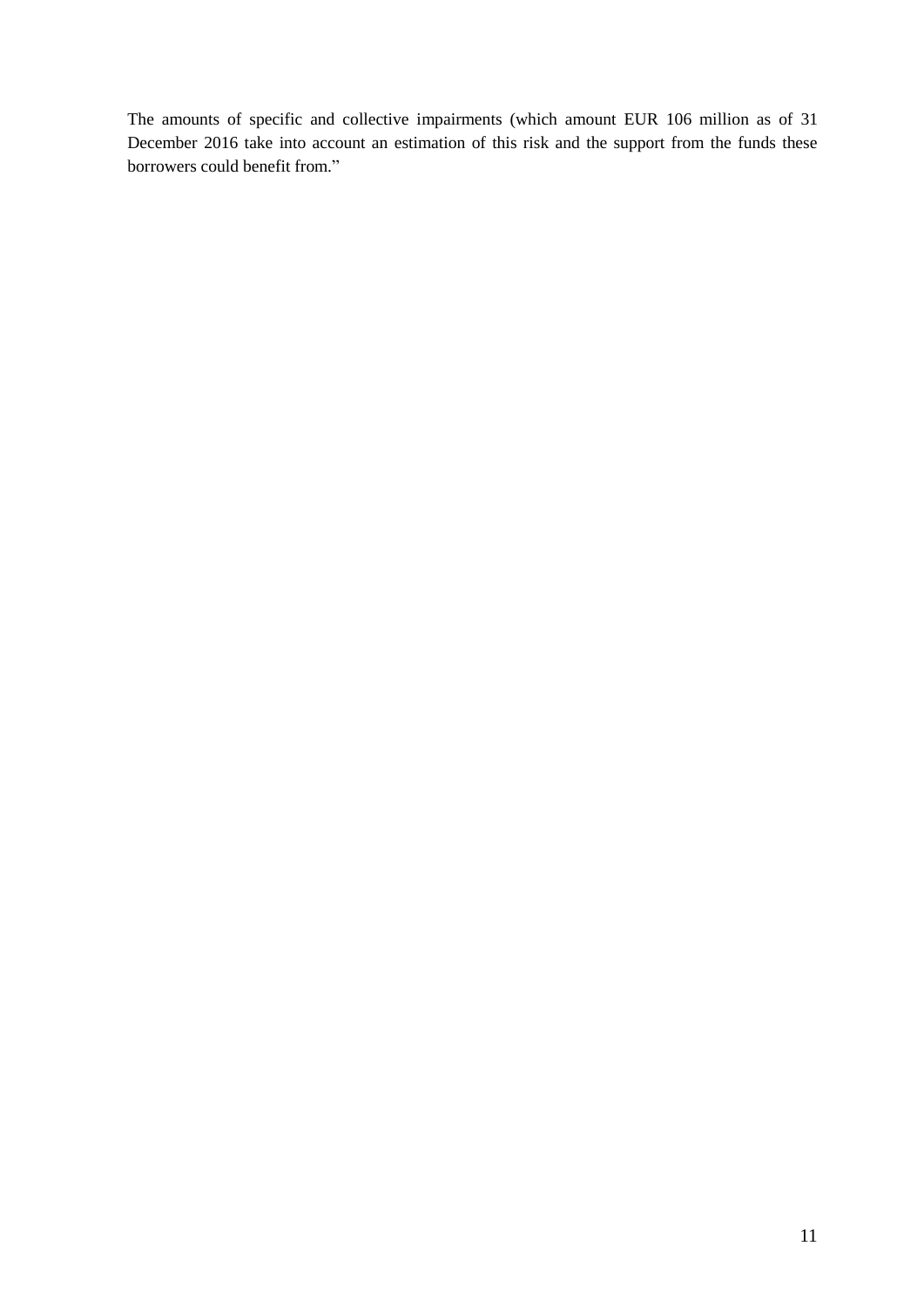The amounts of specific and collective impairments (which amount EUR 106 million as of 31 December 2016 take into account an estimation of this risk and the support from the funds these borrowers could benefit from."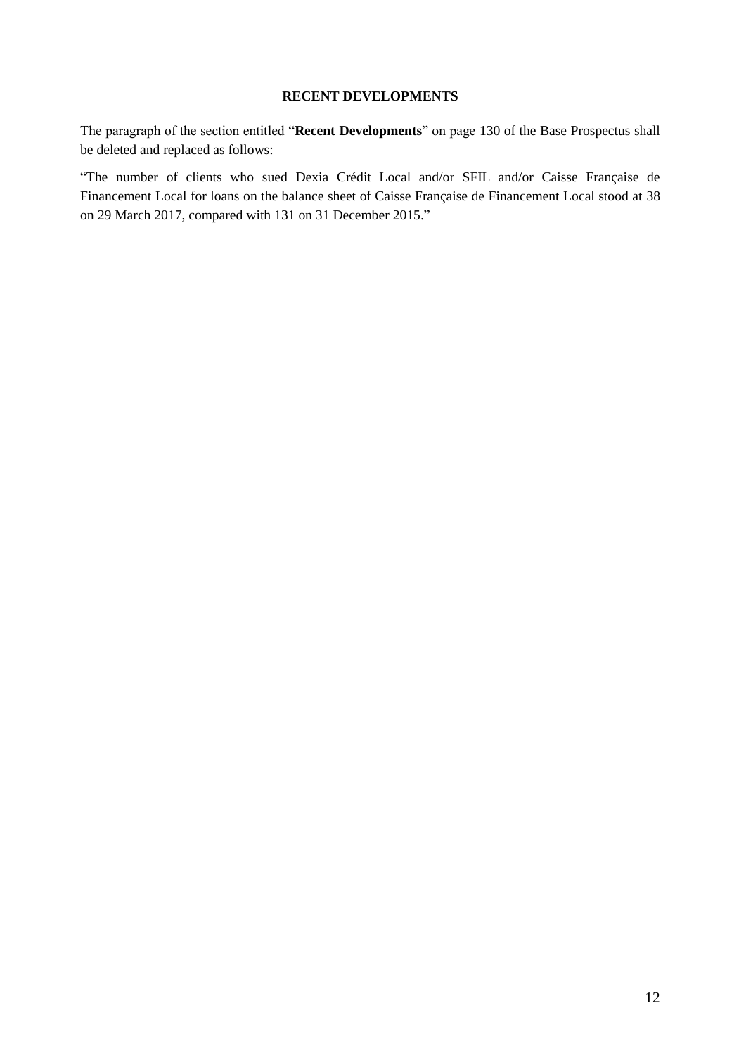## RECENT DEVELOPMENTS

The paragraph of the section entitled "**Recent Developments**" on page 130 of the Base Prospectus shall be deleted and replaced as follows:

"The number of clients who sued Dexia Crédit Local and/or SFIL and/or Caisse Française de Financement Local for loans on the balance sheet of Caisse Française de Financement Local stood at 38 on 29 March 2017, compared with 131 on 31 December 2015."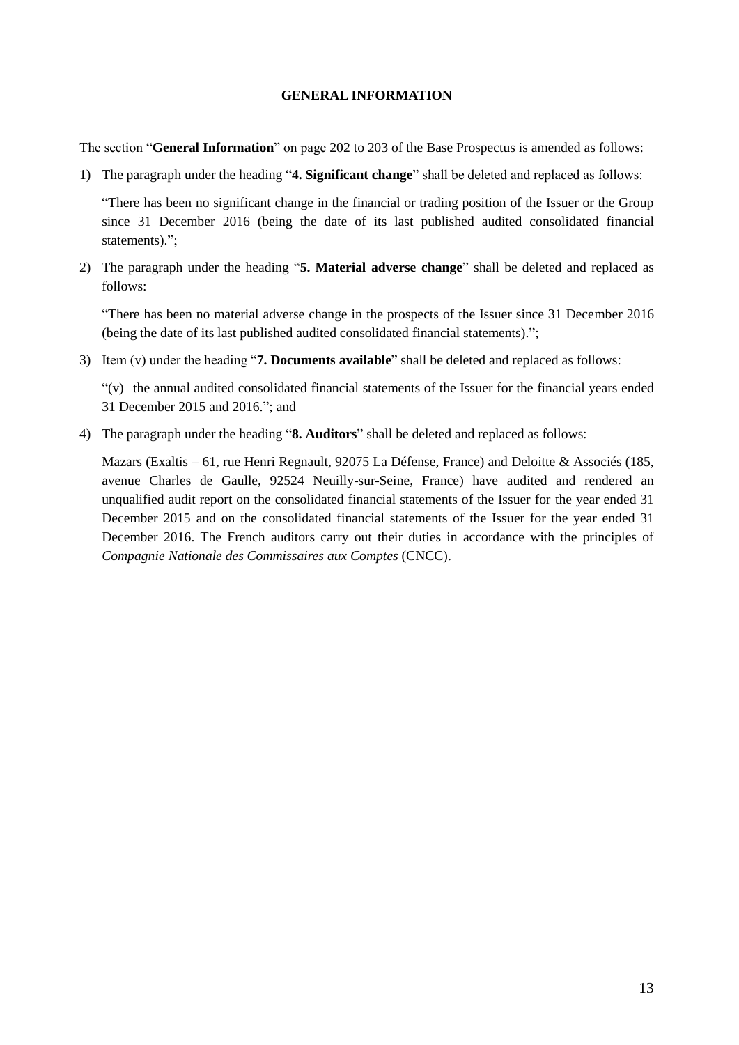# GENERAL INFORMATION

The section "**General Information**" on page 202 to 203 of the Base Prospectus is amended as follows:

1) The paragraph under the heading "**4. Significant change**" shall be deleted and replaced as follows:

   "There has been no significant change in the financial or trading position of the Issuer or the Group since 31 December 2016 (being the date of its last published audited consolidated financial statements).";

2) The paragraph under the heading "**5. Material adverse change**" shall be deleted and replaced as follows:

   "There has been no material adverse change in the prospects of the Issuer since 31 December 2016 (being the date of its last published audited consolidated financial statements).";

3) Item (v) under the heading "**7. Documents available**" shall be deleted and replaced as follows:

   "(v) the annual audited consolidated financial statements of the Issuer for the financial years ended 31 December 2015 and 2016."; and

4) The paragraph under the heading "**8. Auditors**" shall be deleted and replaced as follows:

   Mazars (Exaltis – 61, rue Henri Regnault, 92075 La Défense, France) and Deloitte & Associés (185, avenue Charles de Gaulle, 92524 Neuilly-sur-Seine, France) have audited and rendered an unqualified audit report on the consolidated financial statements of the Issuer for the year ended 31 December 2015 and on the consolidated financial statements of the Issuer for the year ended 31 December 2016. The French auditors carry out their duties in accordance with the principles of *Compagnie Nationale des Commissaires aux Comptes* (CNCC).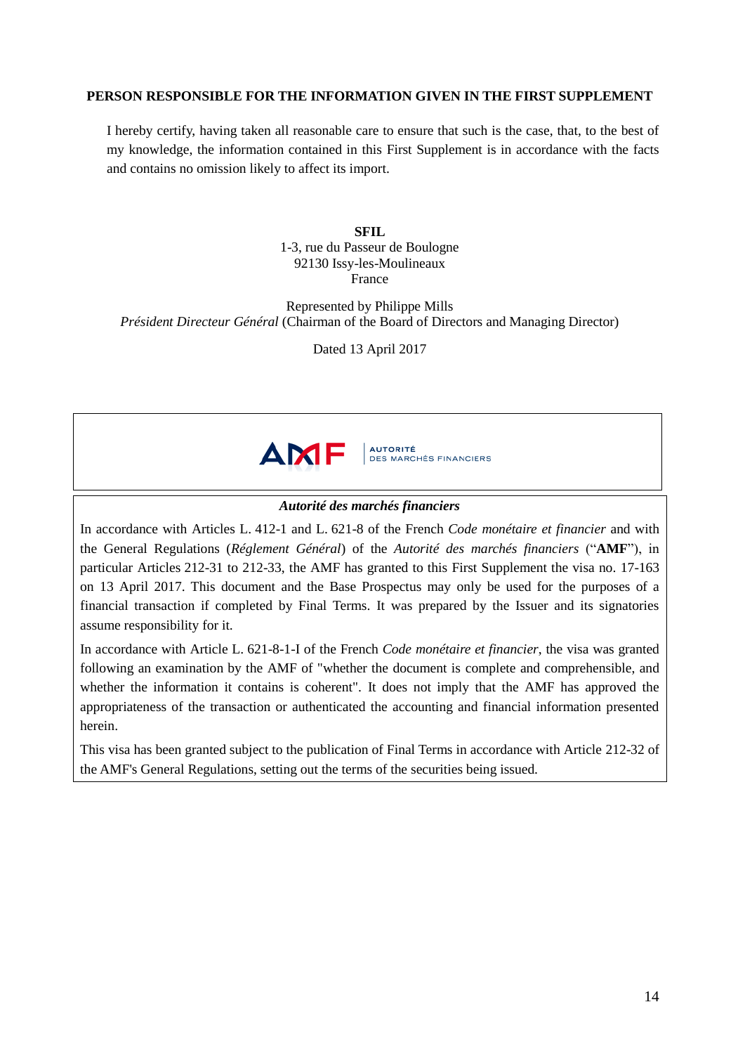## PERSON RESPONSIBLE FOR THE INFORMATION GIVEN IN THE FIRST SUPPLEMENT

I hereby certify, having taken all reasonable care to ensure that such is the case, that, to the best of my knowledge, the information contained in this First Supplement is in accordance with the facts and contains no omission likely to affect its import.

**SFIL**
1-3, rue du Passeur de Boulogne
92130 Issy-les-Moulineaux
France

Represented by Philippe Mills
*Président Directeur Général* (Chairman of the Board of Directors and Managing Director)

Dated 13 April 2017

AMF AUTORITÉ DES MARCHÉS FINANCIERS

***Autorité des marchés financiers***

In accordance with Articles L. 412-1 and L. 621-8 of the French *Code monétaire et financier* and with the General Regulations (*Réglement Général*) of the *Autorité des marchés financiers* ("**AMF**"), in particular Articles 212-31 to 212-33, the AMF has granted to this First Supplement the visa no. 17-163 on 13 April 2017. This document and the Base Prospectus may only be used for the purposes of a financial transaction if completed by Final Terms. It was prepared by the Issuer and its signatories assume responsibility for it.

In accordance with Article L. 621-8-1-I of the French *Code monétaire et financier*, the visa was granted following an examination by the AMF of "whether the document is complete and comprehensible, and whether the information it contains is coherent". It does not imply that the AMF has approved the appropriateness of the transaction or authenticated the accounting and financial information presented herein.

This visa has been granted subject to the publication of Final Terms in accordance with Article 212-32 of the AMF's General Regulations, setting out the terms of the securities being issued.